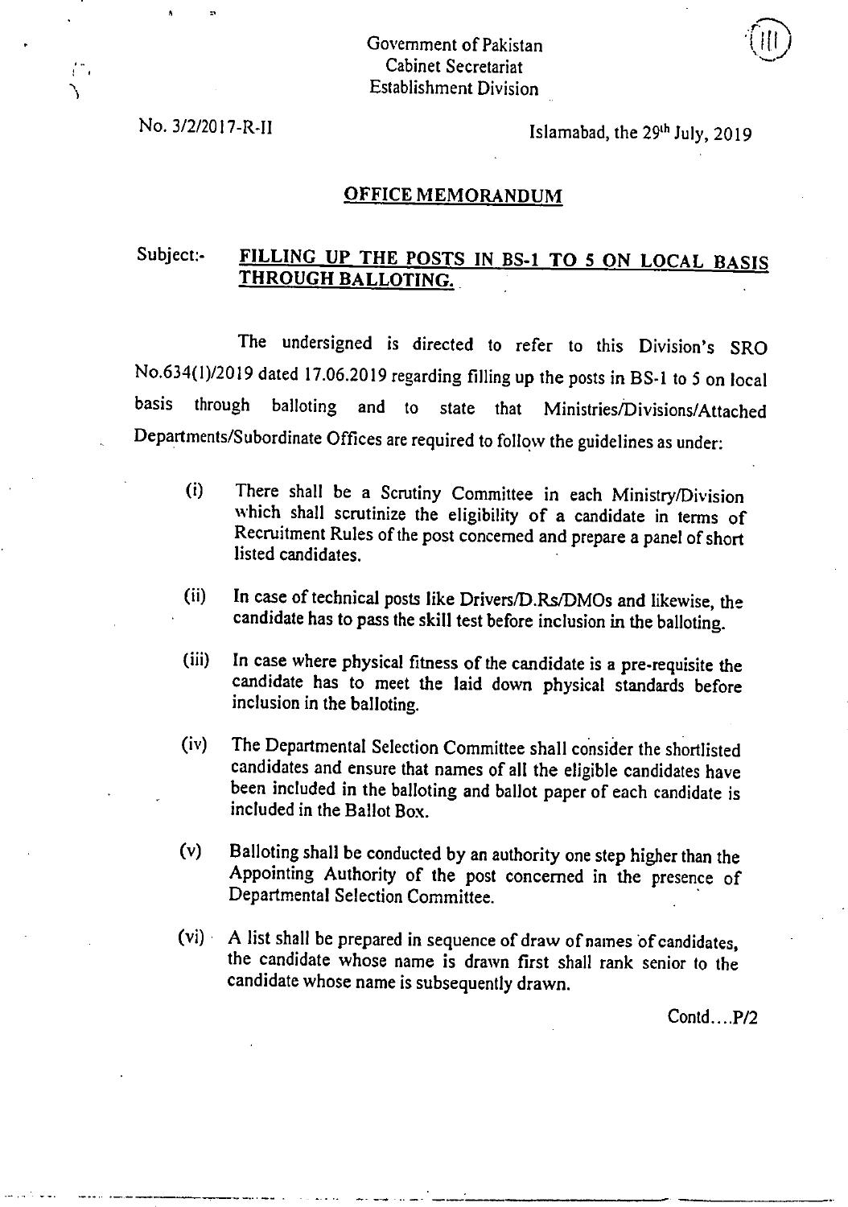Government of Pakistan
Cabinet Secretariat
Establishment Division

No. 3/2/2017-R-II

Islamabad, the 29th July, 2019

## OFFICE MEMORANDUM

**Subject:- FILLING UP THE POSTS IN BS-1 TO 5 ON LOCAL BASIS THROUGH BALLOTING.**

The undersigned is directed to refer to this Division's SRO No.634(I)/2019 dated 17.06.2019 regarding filling up the posts in BS-1 to 5 on local basis through balloting and to state that Ministries/Divisions/Attached Departments/Subordinate Offices are required to follow the guidelines as under:

(i) There shall be a Scrutiny Committee in each Ministry/Division which shall scrutinize the eligibility of a candidate in terms of Recruitment Rules of the post concerned and prepare a panel of short listed candidates.

(ii) In case of technical posts like Drivers/D.Rs/DMOs and likewise, the candidate has to pass the skill test before inclusion in the balloting.

(iii) In case where physical fitness of the candidate is a pre-requisite the candidate has to meet the laid down physical standards before inclusion in the balloting.

(iv) The Departmental Selection Committee shall consider the shortlisted candidates and ensure that names of all the eligible candidates have been included in the balloting and ballot paper of each candidate is included in the Ballot Box.

(v) Balloting shall be conducted by an authority one step higher than the Appointing Authority of the post concerned in the presence of Departmental Selection Committee.

(vi) A list shall be prepared in sequence of draw of names of candidates, the candidate whose name is drawn first shall rank senior to the candidate whose name is subsequently drawn.

Contd....P/2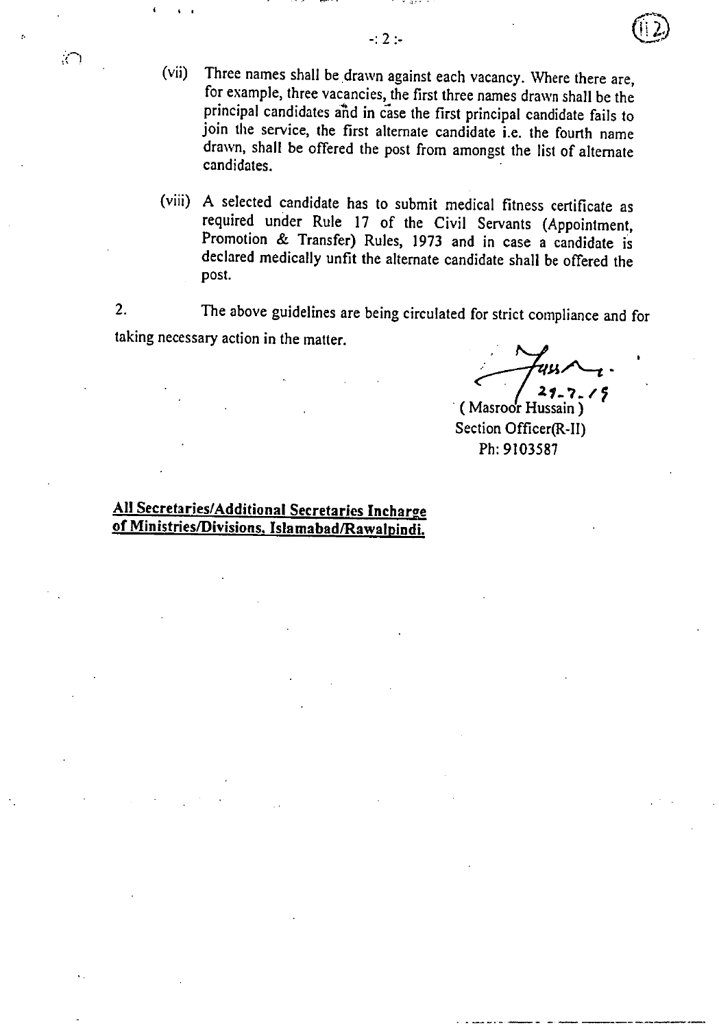(vii) Three names shall be drawn against each vacancy. Where there are, for example, three vacancies, the first three names drawn shall be the principal candidates and in case the first principal candidate fails to join the service, the first alternate candidate i.e. the fourth name drawn, shall be offered the post from amongst the list of alternate candidates.

(viii) A selected candidate has to submit medical fitness certificate as required under Rule 17 of the Civil Servants (Appointment, Promotion & Transfer) Rules, 1973 and in case a candidate is declared medically unfit the alternate candidate shall be offered the post.

2. The above guidelines are being circulated for strict compliance and for taking necessary action in the matter.

27-7-15

( Masroor Hussain )
Section Officer(R-II)
Ph: 9103587

**All Secretaries/Additional Secretaries Incharge of Ministries/Divisions, Islamabad/Rawalpindi.**